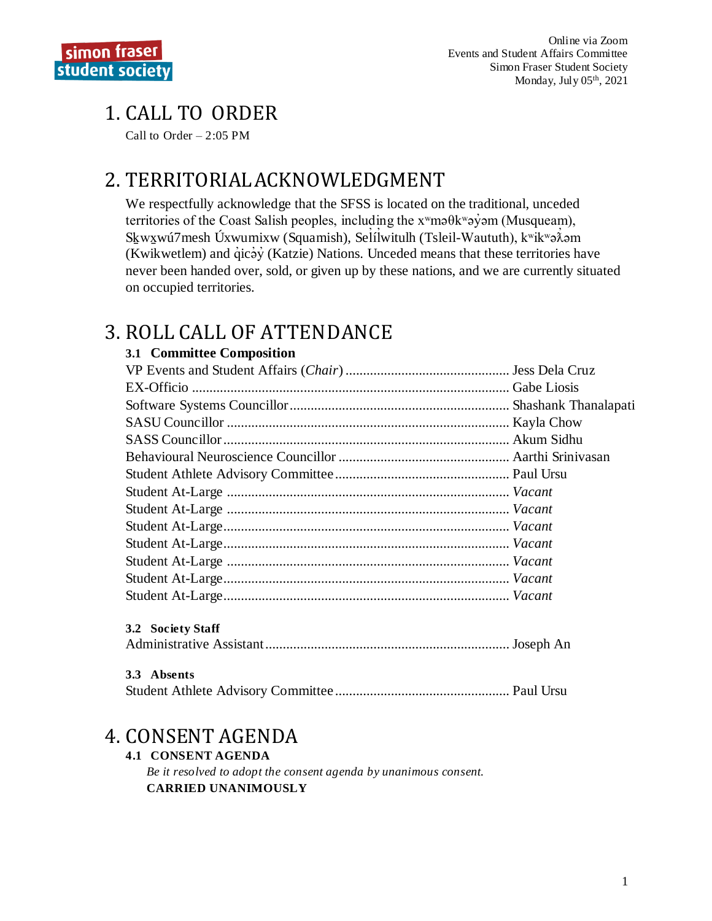Online via Zoom
Events and Student Affairs Committee
Simon Fraser Student Society
Monday, July 05th, 2021

# 1. CALL TO ORDER

Call to Order – 2:05 PM

# 2. TERRITORIAL ACKNOWLEDGMENT

We respectfully acknowledge that the SFSS is located on the traditional, unceded territories of the Coast Salish peoples, including the xʷməθkʷəy̓əm (Musqueam), Sḵwx̱wú7mesh Úxwumixw (Squamish), Səl̓ílwitulh (Tsleil-Waututh), kʷikʷəƛ̓əm (Kwikwetlem) and q̓icə̓y̓ (Katzie) Nations. Unceded means that these territories have never been handed over, sold, or given up by these nations, and we are currently situated on occupied territories.

# 3. ROLL CALL OF ATTENDANCE

### 3.1 Committee Composition

VP Events and Student Affairs (*Chair*) ............................................... Jess Dela Cruz
EX-Officio ............................................................................................ Gabe Liosis
Software Systems Councillor ............................................................... Shashank Thanalapati
SASU Councillor ................................................................................. Kayla Chow
SASS Councillor .................................................................................. Akum Sidhu
Behavioural Neuroscience Councillor ................................................. Aarthi Srinivasan
Student Athlete Advisory Committee .................................................. Paul Ursu
Student At-Large ................................................................................. *Vacant*
Student At-Large ................................................................................. *Vacant*
Student At-Large ................................................................................. *Vacant*
Student At-Large ................................................................................. *Vacant*
Student At-Large ................................................................................. *Vacant*
Student At-Large ................................................................................. *Vacant*
Student At-Large ................................................................................. *Vacant*

### 3.2 Society Staff

Administrative Assistant ...................................................................... Joseph An

### 3.3 Absents

Student Athlete Advisory Committee .................................................. Paul Ursu

# 4. CONSENT AGENDA

### 4.1 CONSENT AGENDA

*Be it resolved to adopt the consent agenda by unanimous consent.*
**CARRIED UNANIMOUSLY**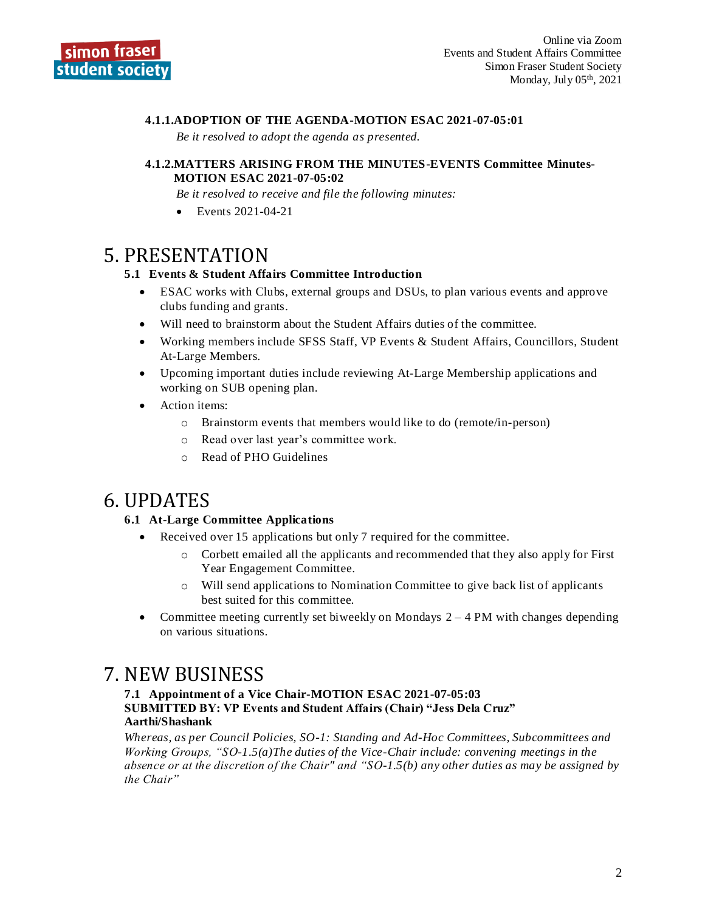#### 4.1.1. ADOPTION OF THE AGENDA-MOTION ESAC 2021-07-05:01

*Be it resolved to adopt the agenda as presented.*

#### 4.1.2. MATTERS ARISING FROM THE MINUTES-EVENTS Committee Minutes-MOTION ESAC 2021-07-05:02

*Be it resolved to receive and file the following minutes:*

- Events 2021-04-21

# 5. PRESENTATION

### 5.1 Events & Student Affairs Committee Introduction

- ESAC works with Clubs, external groups and DSUs, to plan various events and approve clubs funding and grants.
- Will need to brainstorm about the Student Affairs duties of the committee.
- Working members include SFSS Staff, VP Events & Student Affairs, Councillors, Student At-Large Members.
- Upcoming important duties include reviewing At-Large Membership applications and working on SUB opening plan.
- Action items:
  - Brainstorm events that members would like to do (remote/in-person)
  - Read over last year's committee work.
  - Read of PHO Guidelines

# 6. UPDATES

### 6.1 At-Large Committee Applications

- Received over 15 applications but only 7 required for the committee.
  - Corbett emailed all the applicants and recommended that they also apply for First Year Engagement Committee.
  - Will send applications to Nomination Committee to give back list of applicants best suited for this committee.
- Committee meeting currently set biweekly on Mondays 2 – 4 PM with changes depending on various situations.

# 7. NEW BUSINESS

### 7.1 Appointment of a Vice Chair-MOTION ESAC 2021-07-05:03

**SUBMITTED BY: VP Events and Student Affairs (Chair) "Jess Dela Cruz"**
**Aarthi/Shashank**

*Whereas, as per Council Policies, SO-1: Standing and Ad-Hoc Committees, Subcommittees and Working Groups, "SO-1.5(a)The duties of the Vice-Chair include: convening meetings in the absence or at the discretion of the Chair" and "SO-1.5(b) any other duties as may be assigned by the Chair"*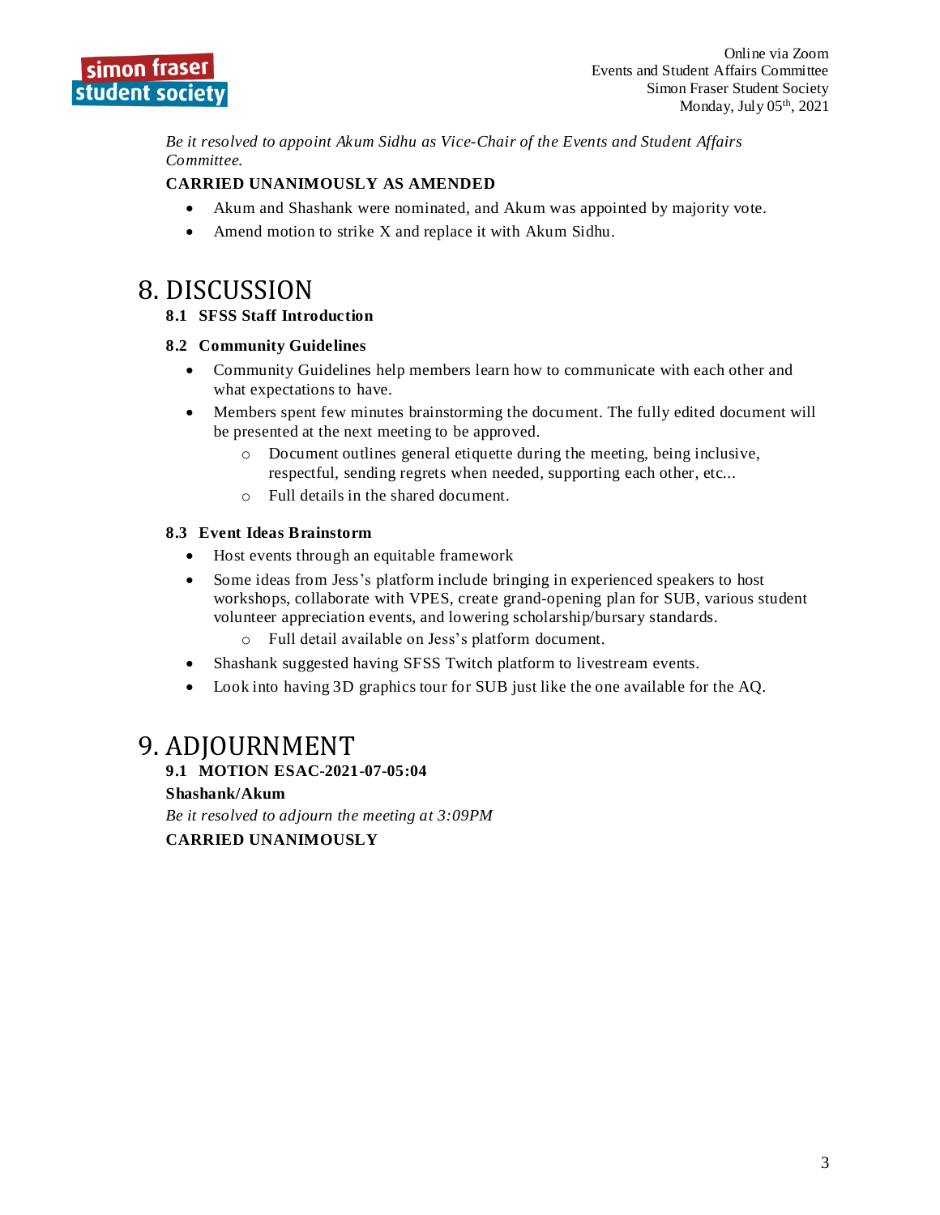*Be it resolved to appoint Akum Sidhu as Vice-Chair of the Events and Student Affairs Committee.*

**CARRIED UNANIMOUSLY AS AMENDED**

- Akum and Shashank were nominated, and Akum was appointed by majority vote.
- Amend motion to strike X and replace it with Akum Sidhu.

# 8. DISCUSSION

### 8.1 SFSS Staff Introduction

### 8.2 Community Guidelines

- Community Guidelines help members learn how to communicate with each other and what expectations to have.
- Members spent few minutes brainstorming the document. The fully edited document will be presented at the next meeting to be approved.
  - Document outlines general etiquette during the meeting, being inclusive, respectful, sending regrets when needed, supporting each other, etc...
  - Full details in the shared document.

### 8.3 Event Ideas Brainstorm

- Host events through an equitable framework
- Some ideas from Jess's platform include bringing in experienced speakers to host workshops, collaborate with VPES, create grand-opening plan for SUB, various student volunteer appreciation events, and lowering scholarship/bursary standards.
  - Full detail available on Jess's platform document.
- Shashank suggested having SFSS Twitch platform to livestream events.
- Look into having 3D graphics tour for SUB just like the one available for the AQ.

# 9. ADJOURNMENT

### 9.1 MOTION ESAC-2021-07-05:04

**Shashank/Akum**

*Be it resolved to adjourn the meeting at 3:09PM*

**CARRIED UNANIMOUSLY**